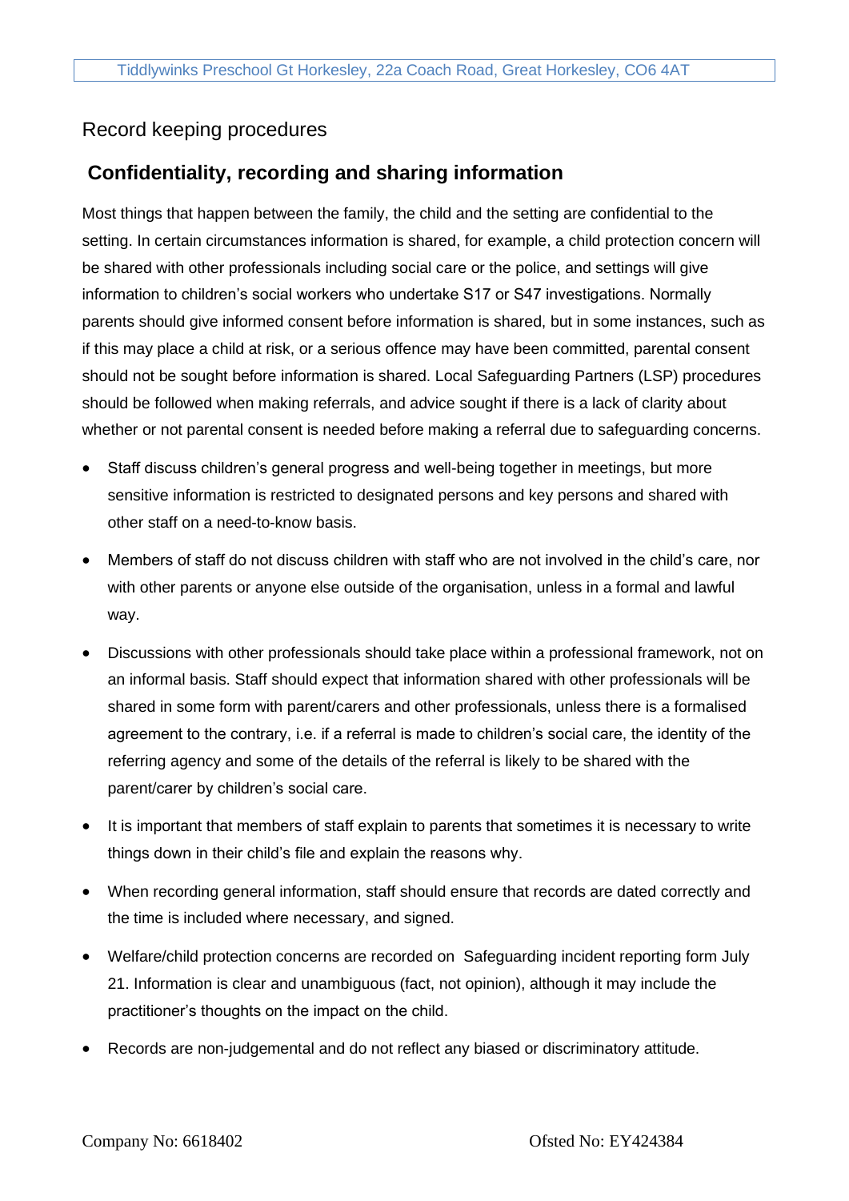Record keeping procedures

## Confidentiality, recording and sharing information

Most things that happen between the family, the child and the setting are confidential to the setting. In certain circumstances information is shared, for example, a child protection concern will be shared with other professionals including social care or the police, and settings will give information to children's social workers who undertake S17 or S47 investigations. Normally parents should give informed consent before information is shared, but in some instances, such as if this may place a child at risk, or a serious offence may have been committed, parental consent should not be sought before information is shared. Local Safeguarding Partners (LSP) procedures should be followed when making referrals, and advice sought if there is a lack of clarity about whether or not parental consent is needed before making a referral due to safeguarding concerns.

- Staff discuss children's general progress and well-being together in meetings, but more sensitive information is restricted to designated persons and key persons and shared with other staff on a need-to-know basis.
- Members of staff do not discuss children with staff who are not involved in the child's care, nor with other parents or anyone else outside of the organisation, unless in a formal and lawful way.
- Discussions with other professionals should take place within a professional framework, not on an informal basis. Staff should expect that information shared with other professionals will be shared in some form with parent/carers and other professionals, unless there is a formalised agreement to the contrary, i.e. if a referral is made to children's social care, the identity of the referring agency and some of the details of the referral is likely to be shared with the parent/carer by children's social care.
- It is important that members of staff explain to parents that sometimes it is necessary to write things down in their child's file and explain the reasons why.
- When recording general information, staff should ensure that records are dated correctly and the time is included where necessary, and signed.
- Welfare/child protection concerns are recorded on Safeguarding incident reporting form July 21. Information is clear and unambiguous (fact, not opinion), although it may include the practitioner's thoughts on the impact on the child.
- Records are non-judgemental and do not reflect any biased or discriminatory attitude.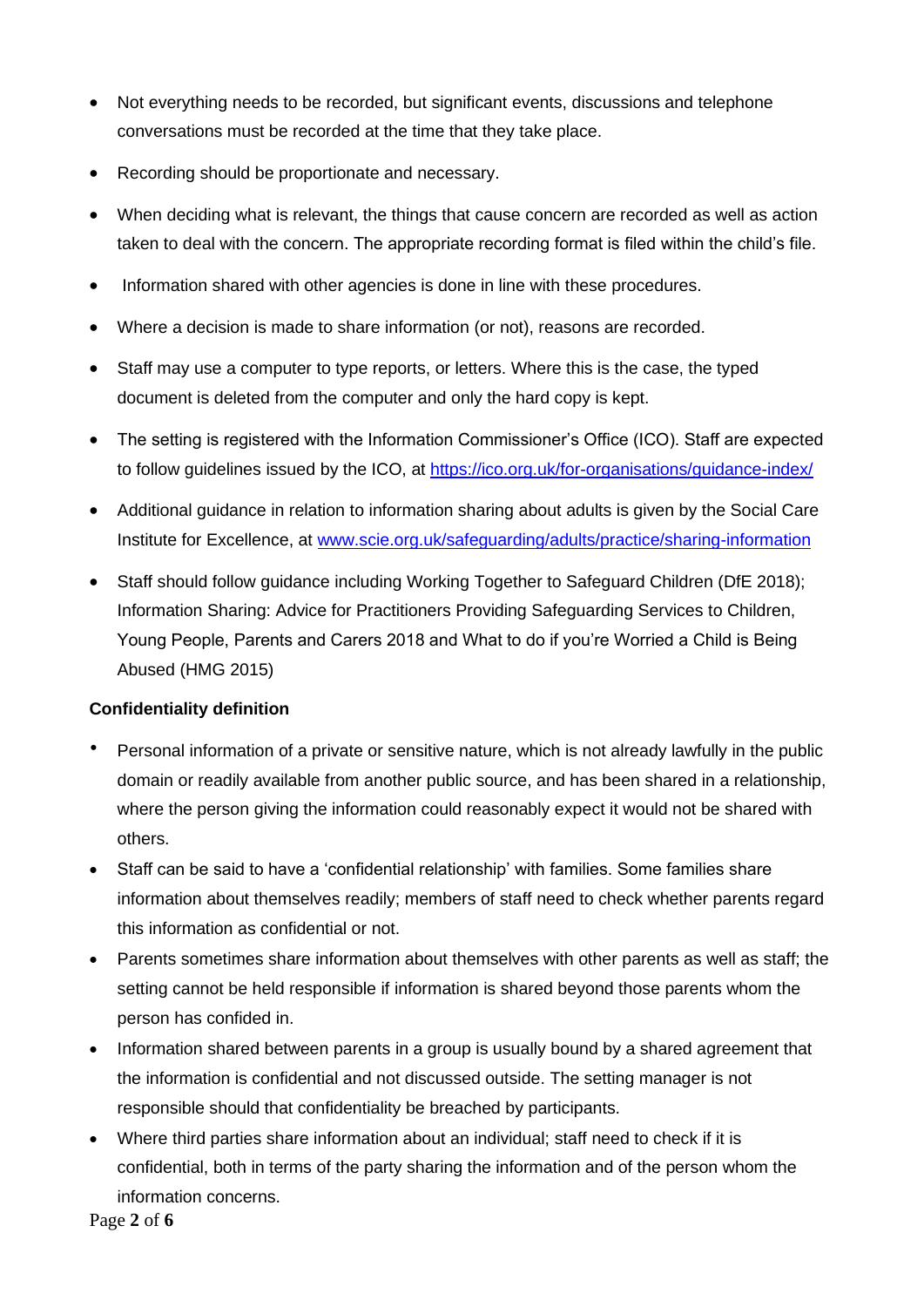- Not everything needs to be recorded, but significant events, discussions and telephone conversations must be recorded at the time that they take place.
- Recording should be proportionate and necessary.
- When deciding what is relevant, the things that cause concern are recorded as well as action taken to deal with the concern. The appropriate recording format is filed within the child's file.
- Information shared with other agencies is done in line with these procedures.
- Where a decision is made to share information (or not), reasons are recorded.
- Staff may use a computer to type reports, or letters. Where this is the case, the typed document is deleted from the computer and only the hard copy is kept.
- The setting is registered with the Information Commissioner's Office (ICO). Staff are expected to follow guidelines issued by the ICO, at https://ico.org.uk/for-organisations/guidance-index/
- Additional guidance in relation to information sharing about adults is given by the Social Care Institute for Excellence, at www.scie.org.uk/safeguarding/adults/practice/sharing-information
- Staff should follow guidance including Working Together to Safeguard Children (DfE 2018); Information Sharing: Advice for Practitioners Providing Safeguarding Services to Children, Young People, Parents and Carers 2018 and What to do if you're Worried a Child is Being Abused (HMG 2015)

**Confidentiality definition**

- Personal information of a private or sensitive nature, which is not already lawfully in the public domain or readily available from another public source, and has been shared in a relationship, where the person giving the information could reasonably expect it would not be shared with others.
- Staff can be said to have a 'confidential relationship' with families. Some families share information about themselves readily; members of staff need to check whether parents regard this information as confidential or not.
- Parents sometimes share information about themselves with other parents as well as staff; the setting cannot be held responsible if information is shared beyond those parents whom the person has confided in.
- Information shared between parents in a group is usually bound by a shared agreement that the information is confidential and not discussed outside. The setting manager is not responsible should that confidentiality be breached by participants.
- Where third parties share information about an individual; staff need to check if it is confidential, both in terms of the party sharing the information and of the person whom the information concerns.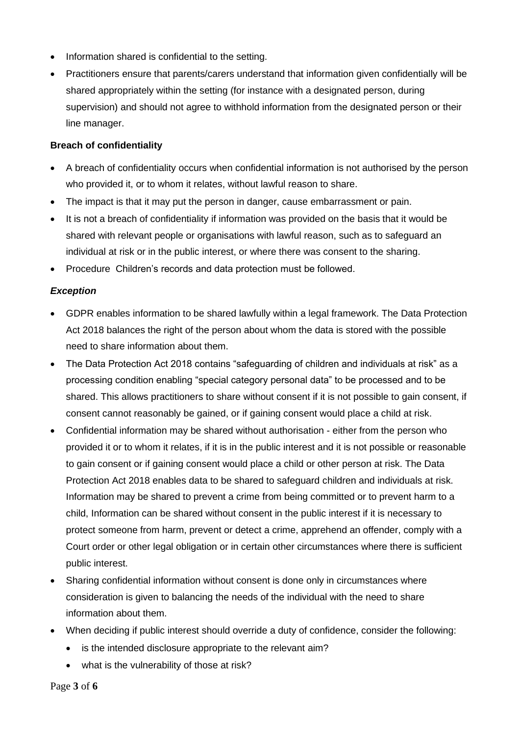- Information shared is confidential to the setting.
- Practitioners ensure that parents/carers understand that information given confidentially will be shared appropriately within the setting (for instance with a designated person, during supervision) and should not agree to withhold information from the designated person or their line manager.

**Breach of confidentiality**

- A breach of confidentiality occurs when confidential information is not authorised by the person who provided it, or to whom it relates, without lawful reason to share.
- The impact is that it may put the person in danger, cause embarrassment or pain.
- It is not a breach of confidentiality if information was provided on the basis that it would be shared with relevant people or organisations with lawful reason, such as to safeguard an individual at risk or in the public interest, or where there was consent to the sharing.
- Procedure Children's records and data protection must be followed.

***Exception***

- GDPR enables information to be shared lawfully within a legal framework. The Data Protection Act 2018 balances the right of the person about whom the data is stored with the possible need to share information about them.
- The Data Protection Act 2018 contains "safeguarding of children and individuals at risk" as a processing condition enabling "special category personal data" to be processed and to be shared. This allows practitioners to share without consent if it is not possible to gain consent, if consent cannot reasonably be gained, or if gaining consent would place a child at risk.
- Confidential information may be shared without authorisation - either from the person who provided it or to whom it relates, if it is in the public interest and it is not possible or reasonable to gain consent or if gaining consent would place a child or other person at risk. The Data Protection Act 2018 enables data to be shared to safeguard children and individuals at risk. Information may be shared to prevent a crime from being committed or to prevent harm to a child, Information can be shared without consent in the public interest if it is necessary to protect someone from harm, prevent or detect a crime, apprehend an offender, comply with a Court order or other legal obligation or in certain other circumstances where there is sufficient public interest.
- Sharing confidential information without consent is done only in circumstances where consideration is given to balancing the needs of the individual with the need to share information about them.
- When deciding if public interest should override a duty of confidence, consider the following:
  - is the intended disclosure appropriate to the relevant aim?
  - what is the vulnerability of those at risk?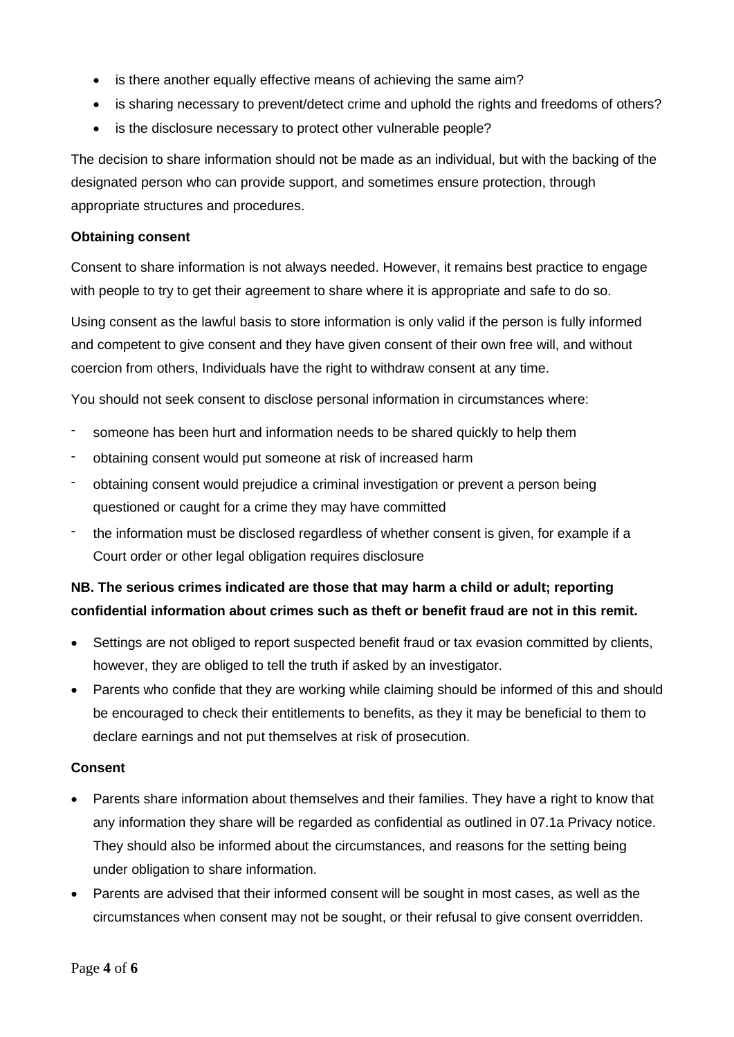- is there another equally effective means of achieving the same aim?
- is sharing necessary to prevent/detect crime and uphold the rights and freedoms of others?
- is the disclosure necessary to protect other vulnerable people?

The decision to share information should not be made as an individual, but with the backing of the designated person who can provide support, and sometimes ensure protection, through appropriate structures and procedures.

**Obtaining consent**

Consent to share information is not always needed. However, it remains best practice to engage with people to try to get their agreement to share where it is appropriate and safe to do so.

Using consent as the lawful basis to store information is only valid if the person is fully informed and competent to give consent and they have given consent of their own free will, and without coercion from others, Individuals have the right to withdraw consent at any time.

You should not seek consent to disclose personal information in circumstances where:

- someone has been hurt and information needs to be shared quickly to help them
- obtaining consent would put someone at risk of increased harm
- obtaining consent would prejudice a criminal investigation or prevent a person being questioned or caught for a crime they may have committed
- the information must be disclosed regardless of whether consent is given, for example if a Court order or other legal obligation requires disclosure

**NB. The serious crimes indicated are those that may harm a child or adult; reporting confidential information about crimes such as theft or benefit fraud are not in this remit.**

- Settings are not obliged to report suspected benefit fraud or tax evasion committed by clients, however, they are obliged to tell the truth if asked by an investigator.
- Parents who confide that they are working while claiming should be informed of this and should be encouraged to check their entitlements to benefits, as they it may be beneficial to them to declare earnings and not put themselves at risk of prosecution.

**Consent**

- Parents share information about themselves and their families. They have a right to know that any information they share will be regarded as confidential as outlined in 07.1a Privacy notice. They should also be informed about the circumstances, and reasons for the setting being under obligation to share information.
- Parents are advised that their informed consent will be sought in most cases, as well as the circumstances when consent may not be sought, or their refusal to give consent overridden.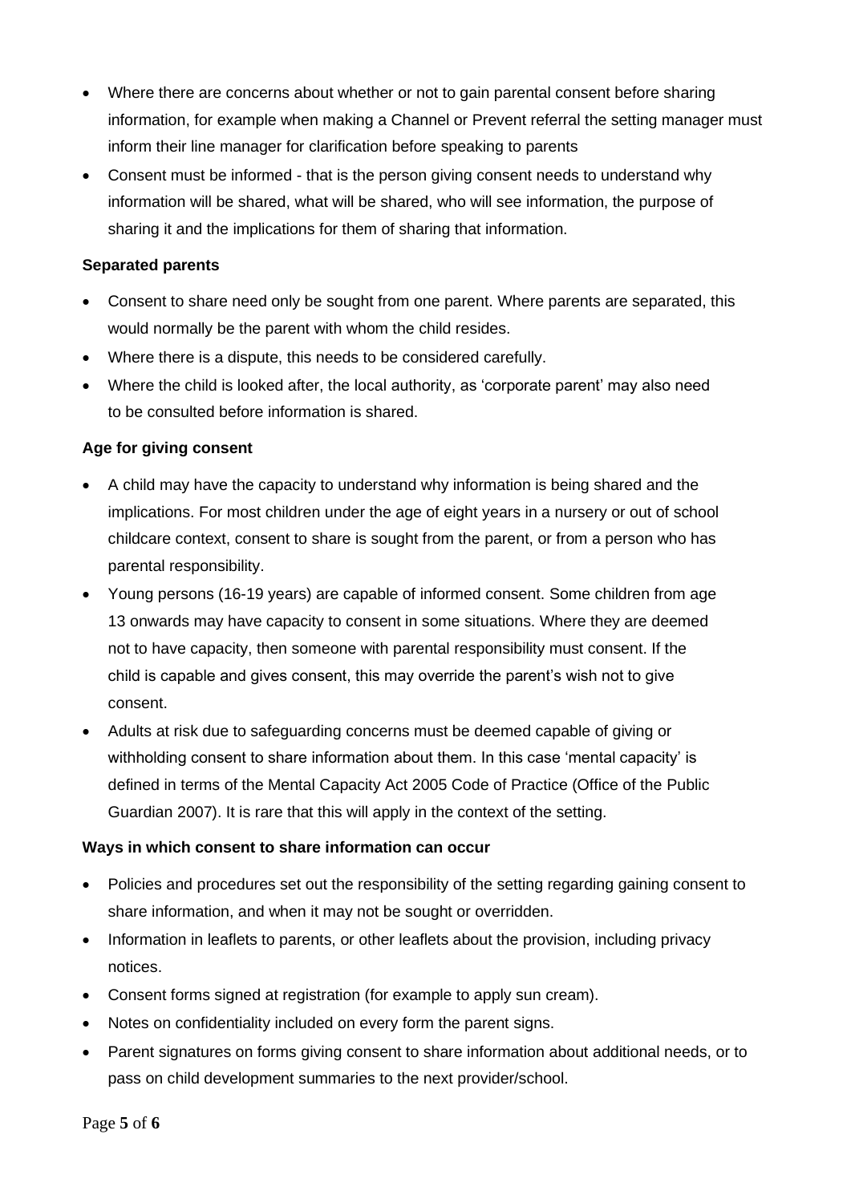- Where there are concerns about whether or not to gain parental consent before sharing information, for example when making a Channel or Prevent referral the setting manager must inform their line manager for clarification before speaking to parents
- Consent must be informed - that is the person giving consent needs to understand why information will be shared, what will be shared, who will see information, the purpose of sharing it and the implications for them of sharing that information.

**Separated parents**

- Consent to share need only be sought from one parent. Where parents are separated, this would normally be the parent with whom the child resides.
- Where there is a dispute, this needs to be considered carefully.
- Where the child is looked after, the local authority, as 'corporate parent' may also need to be consulted before information is shared.

**Age for giving consent**

- A child may have the capacity to understand why information is being shared and the implications. For most children under the age of eight years in a nursery or out of school childcare context, consent to share is sought from the parent, or from a person who has parental responsibility.
- Young persons (16-19 years) are capable of informed consent. Some children from age 13 onwards may have capacity to consent in some situations. Where they are deemed not to have capacity, then someone with parental responsibility must consent. If the child is capable and gives consent, this may override the parent's wish not to give consent.
- Adults at risk due to safeguarding concerns must be deemed capable of giving or withholding consent to share information about them. In this case 'mental capacity' is defined in terms of the Mental Capacity Act 2005 Code of Practice (Office of the Public Guardian 2007). It is rare that this will apply in the context of the setting.

**Ways in which consent to share information can occur**

- Policies and procedures set out the responsibility of the setting regarding gaining consent to share information, and when it may not be sought or overridden.
- Information in leaflets to parents, or other leaflets about the provision, including privacy notices.
- Consent forms signed at registration (for example to apply sun cream).
- Notes on confidentiality included on every form the parent signs.
- Parent signatures on forms giving consent to share information about additional needs, or to pass on child development summaries to the next provider/school.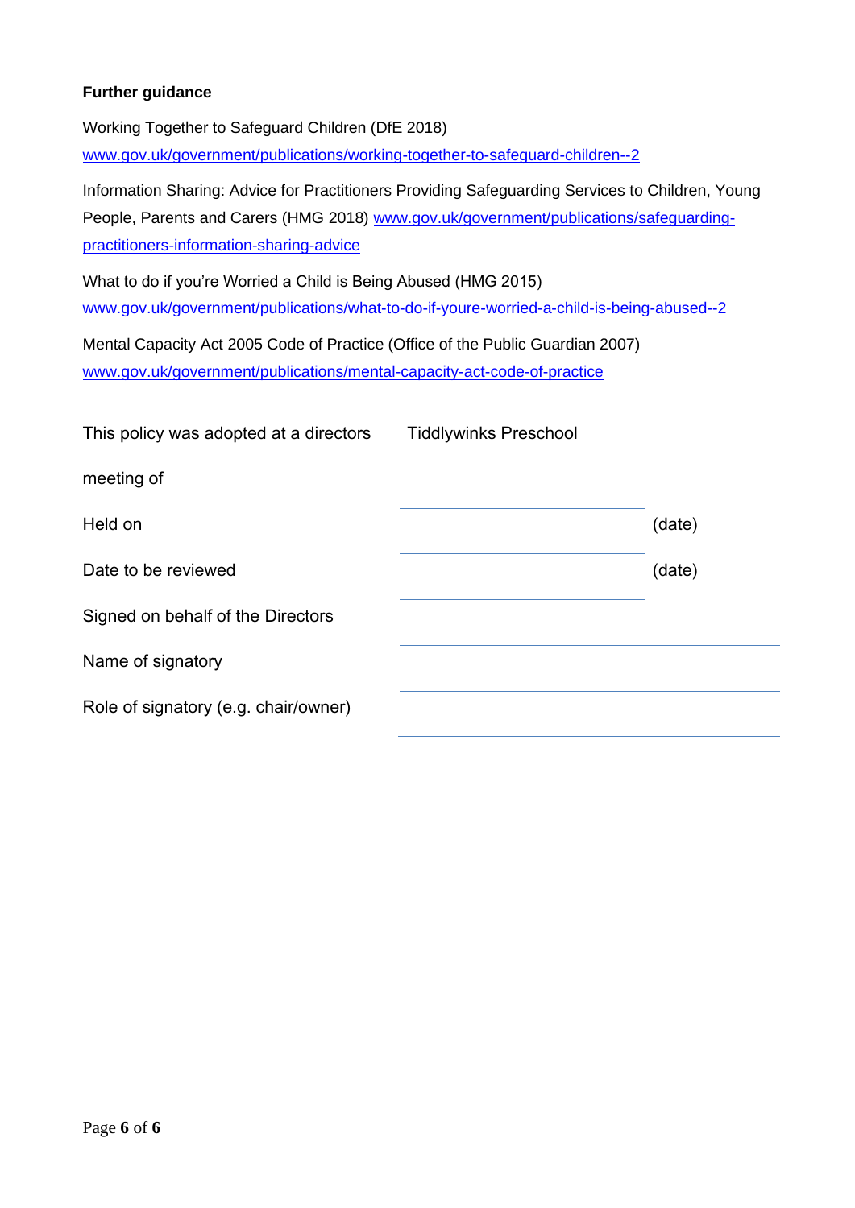**Further guidance**

Working Together to Safeguard Children (DfE 2018)
www.gov.uk/government/publications/working-together-to-safeguard-children--2

Information Sharing: Advice for Practitioners Providing Safeguarding Services to Children, Young People, Parents and Carers (HMG 2018) www.gov.uk/government/publications/safeguarding-practitioners-information-sharing-advice

What to do if you're Worried a Child is Being Abused (HMG 2015)
www.gov.uk/government/publications/what-to-do-if-youre-worried-a-child-is-being-abused--2

Mental Capacity Act 2005 Code of Practice (Office of the Public Guardian 2007)
www.gov.uk/government/publications/mental-capacity-act-code-of-practice

| | | |
|---|---|---|
| This policy was adopted at a directors meeting of | Tiddlywinks Preschool | |
| Held on | | (date) |
| Date to be reviewed | | (date) |
| Signed on behalf of the Directors | | |
| Name of signatory | | |
| Role of signatory (e.g. chair/owner) | | |